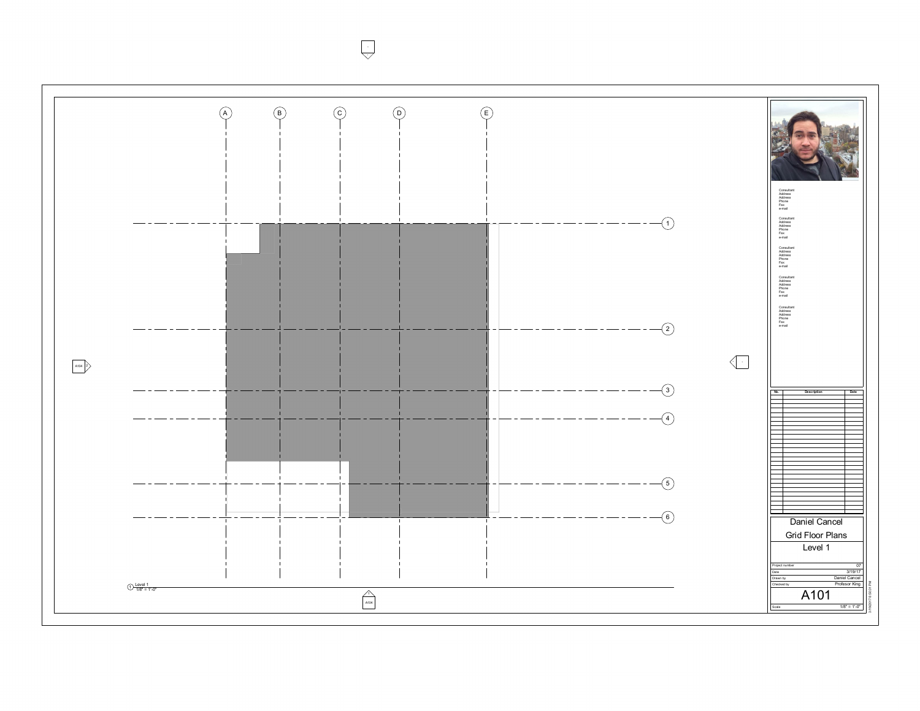A B C D E

1 2 3 4 5 6

A104 2

A104

1 Level 1
1/8" = 1'-0"

Consultant
Address
Address
Phone
Fax
e-mail

Consultant
Address
Address
Phone
Fax
e-mail

Consultant
Address
Address
Phone
Fax
e-mail

Consultant
Address
Address
Phone
Fax
e-mail

Consultant
Address
Address
Phone
Fax
e-mail

| No. | Description | Date |
|---|---|---|
| | | |

# Daniel Cancel

## Grid Floor Plans

## Level 1

| | |
|---|---|
| Project number | 07 |
| Date | 3/19/17 |
| Drawn by | Daniel Cancel |
| Checked by | Profesor King |

# A101

| | |
|---|---|
| Scale | 1/8" = 1'-0" |

3/19/2017 6:50:21 PM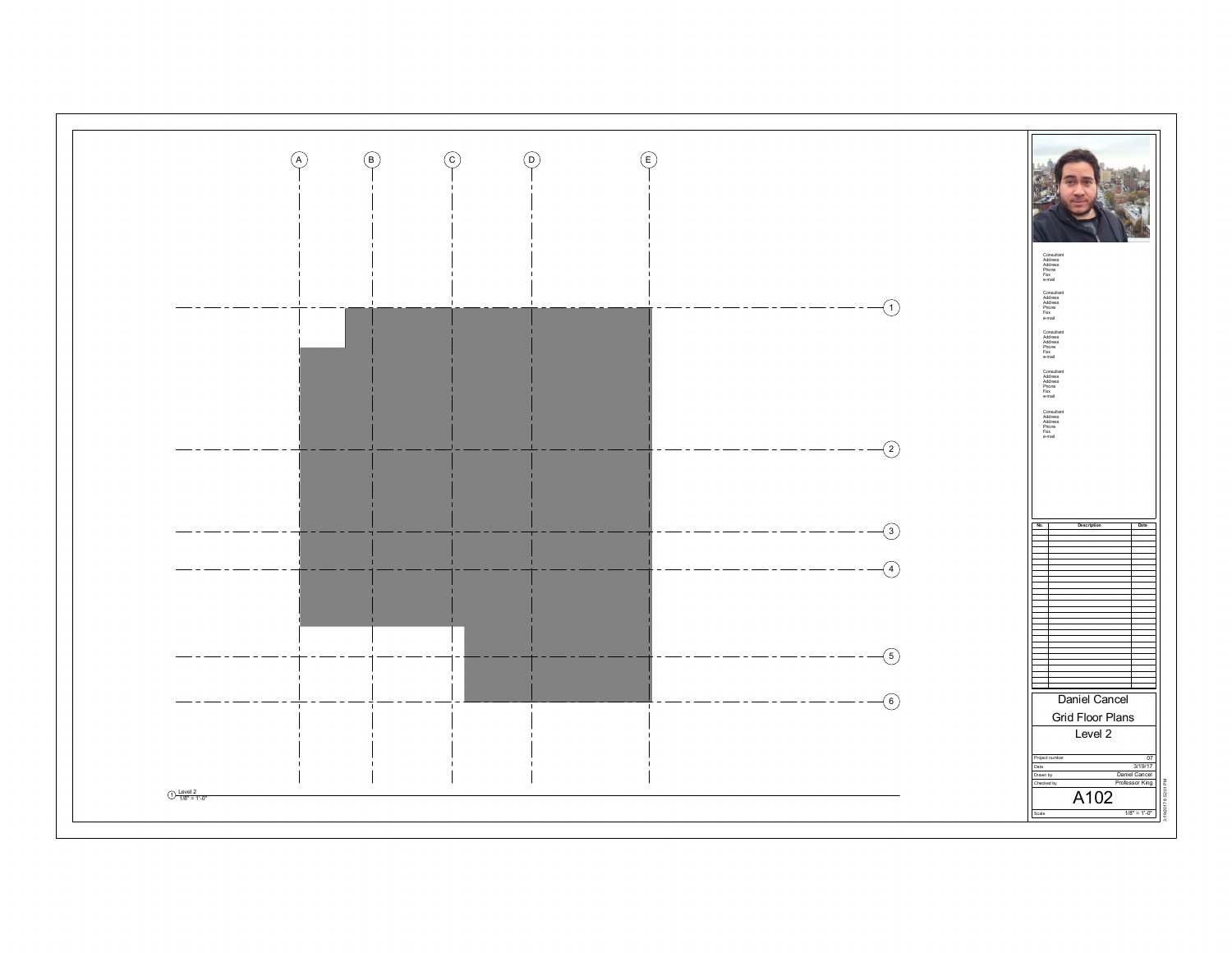A B C D E

1

2

3

4

5

6

Level 2
1/8" = 1'-0"

Consultant
Address
Address
Phone
Fax
e-mail

Consultant
Address
Address
Phone
Fax
e-mail

Consultant
Address
Address
Phone
Fax
e-mail

Consultant
Address
Address
Phone
Fax
e-mail

Consultant
Address
Address
Phone
Fax
e-mail

| No. | Description | Date |
|---|---|---|

Daniel Cancel

Grid Floor Plans

Level 2

| | |
|---|---|
| Project number | 07 |
| Date | 3/19/17 |
| Drawn by | Daniel Cancel |
| Checked by | Professor King |

A102

| | |
|---|---|
| Scale | 1/8" = 1'-0" |

3/19/2017 6:52:01 PM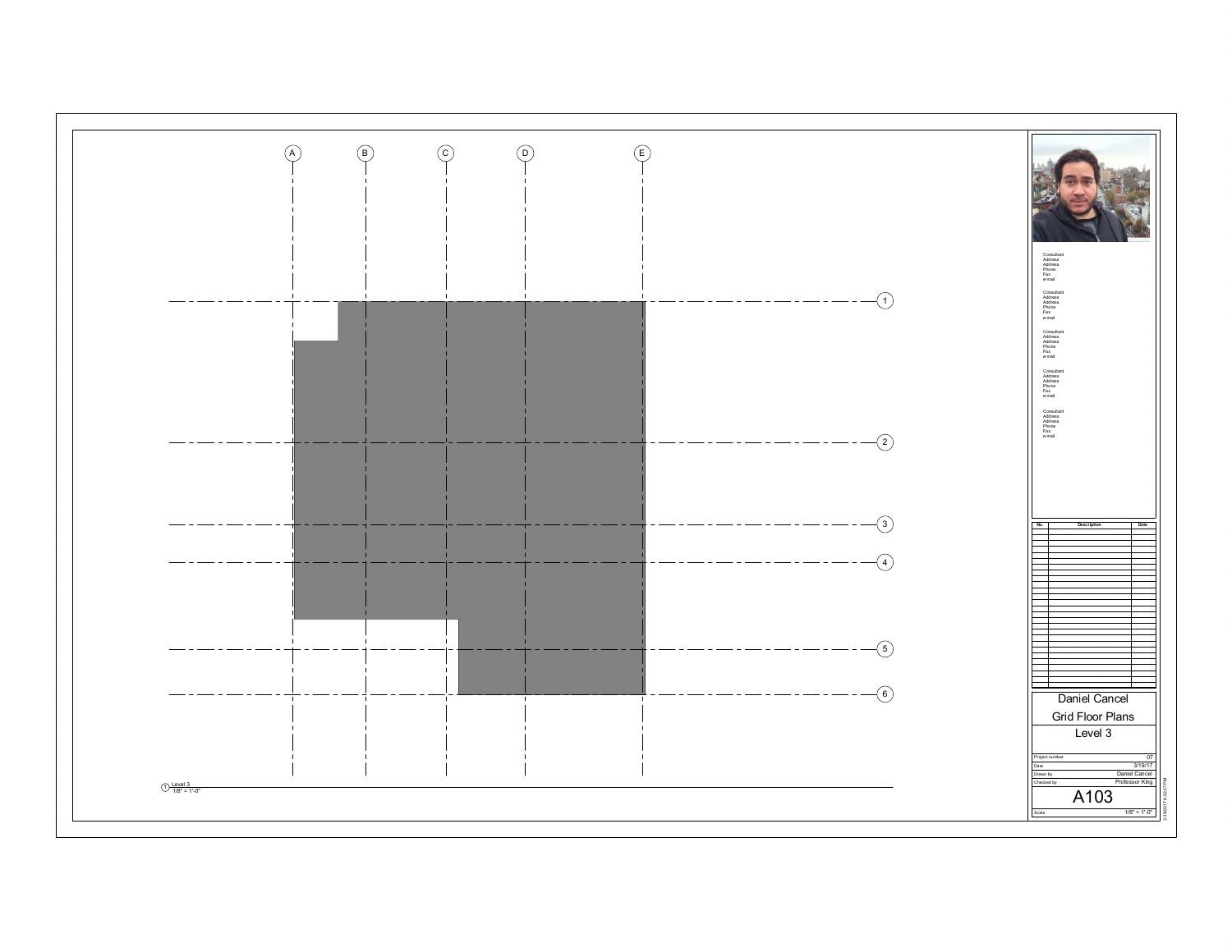A B C D E

1
2
3
4
5
6

Level 3
1/8" = 1'-0"

Consultant
Address
Address
Phone
Fax
e-mail

Consultant
Address
Address
Phone
Fax
e-mail

Consultant
Address
Address
Phone
Fax
e-mail

Consultant
Address
Address
Phone
Fax
e-mail

Consultant
Address
Address
Phone
Fax
e-mail

| No. | Description | Date |
|---|---|---|

Daniel Cancel

Grid Floor Plans

Level 3

| | |
|---|---|
| Project number | 07 |
| Date | 3/19/17 |
| Drawn by | Daniel Cancel |
| Checked by | Professor King |

# A103

| | |
|---|---|
| Scale | 1/8" = 1'-0" |

3/19/2017 6:52:27 PM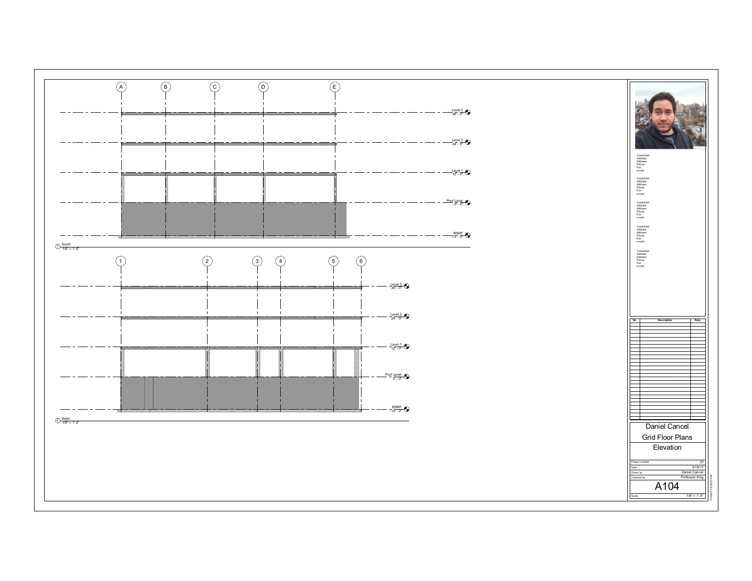A B C D E

Level 3
36' - 0"

Level 2
24' - 0"

Level 1
12' - 0"

Pool Level
0' - 0"

BSMT
-13' - 0"

1 South
1/8" = 1'-0"

1 2 3 4 5 6

Level 3
36' - 0"

Level 2
24' - 0"

Level 1
12' - 0"

Pool Level
0' - 0"

BSMT
-13' - 0"

2 West
1/8" = 1'-0"

Consultant
Address
Address
Phone
Fax
e-mail

Consultant
Address
Address
Phone
Fax
e-mail

Consultant
Address
Address
Phone
Fax
e-mail

Consultant
Address
Address
Phone
Fax
e-mail

Consultant
Address
Address
Phone
Fax
e-mail

| No. | Description | Date |
|---|---|---|

Daniel Cancel

Grid Floor Plans

Elevation

| | |
|---|---|
| Project number | 07 |
| Date | 3/19/17 |
| Drawn by | Daniel Cancel |
| Checked by | Professor King |

A104

| | |
|---|---|
| Scale | 1/8" = 1'-0" |

3/19/2017 6:52:47 PM